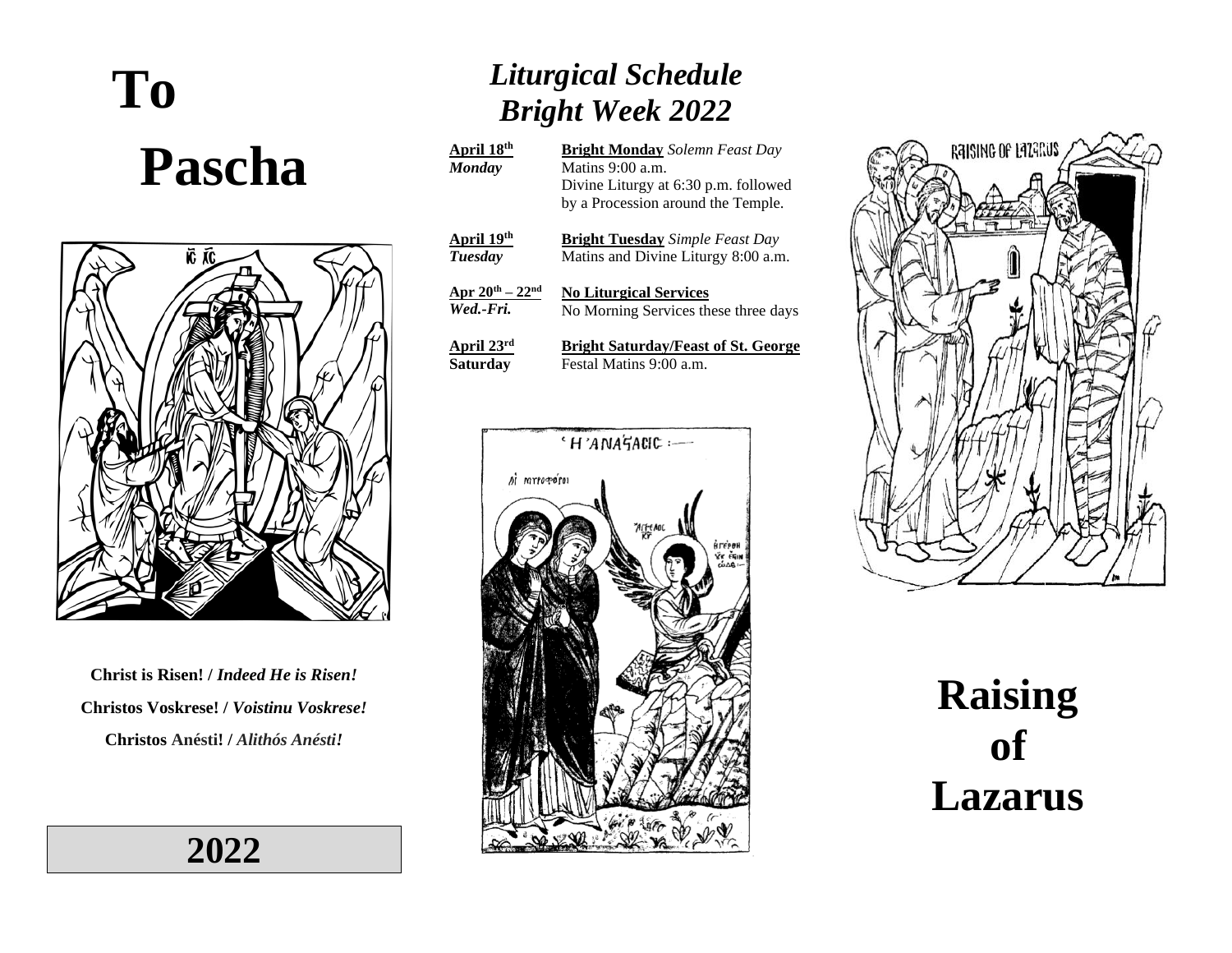# To Pascha

**Christ is Risen! /** ***Indeed He is Risen!***

**Christos Voskrese! /** ***Voistinu Voskrese!***

**Christos Anésti! /** ***Alithós Anésti!***

**2022**

## *Liturgical Schedule Bright Week 2022*

| | |
|---|---|
| **April 18th** ***Monday*** | **Bright Monday** *Solemn Feast Day* Matins 9:00 a.m. Divine Liturgy at 6:30 p.m. followed by a Procession around the Temple. |
| **April 19th** ***Tuesday*** | **Bright Tuesday** *Simple Feast Day* Matins and Divine Liturgy 8:00 a.m. |
| **Apr 20th – 22nd** ***Wed.-Fri.*** | **No Liturgical Services** No Morning Services these three days |
| **April 23rd** **Saturday** | **Bright Saturday/Feast of St. George** Festal Matins 9:00 a.m. |

# Raising of Lazarus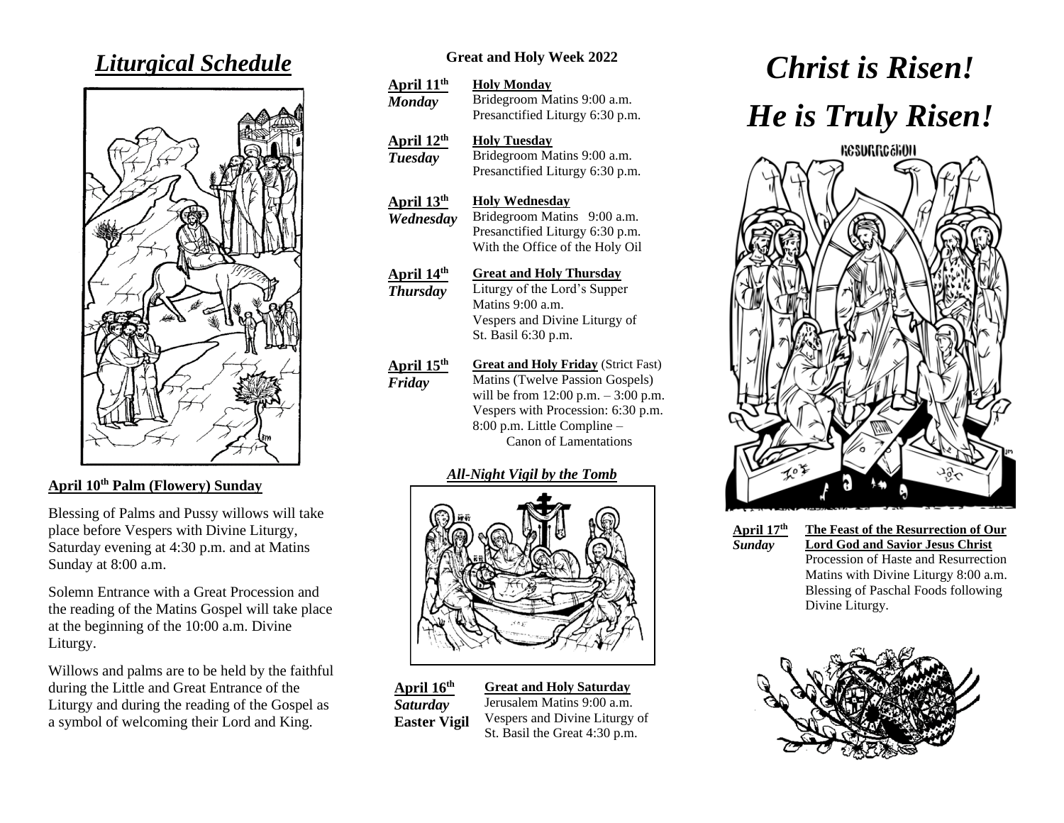# *Liturgical Schedule*

**April 10th Palm (Flowery) Sunday**

Blessing of Palms and Pussy willows will take place before Vespers with Divine Liturgy, Saturday evening at 4:30 p.m. and at Matins Sunday at 8:00 a.m.

Solemn Entrance with a Great Procession and the reading of the Matins Gospel will take place at the beginning of the 10:00 a.m. Divine Liturgy.

Willows and palms are to be held by the faithful during the Little and Great Entrance of the Liturgy and during the reading of the Gospel as a symbol of welcoming their Lord and King.

## Great and Holy Week 2022

**April 11th** *Monday*

**Holy Monday**
Bridegroom Matins 9:00 a.m.
Presanctified Liturgy 6:30 p.m.

**April 12th** *Tuesday*

**Holy Tuesday**
Bridegroom Matins 9:00 a.m.
Presanctified Liturgy 6:30 p.m.

**April 13th** *Wednesday*

**Holy Wednesday**
Bridegroom Matins 9:00 a.m.
Presanctified Liturgy 6:30 p.m.
With the Office of the Holy Oil

**April 14th** *Thursday*

**Great and Holy Thursday**
Liturgy of the Lord's Supper
Matins 9:00 a.m.
Vespers and Divine Liturgy of St. Basil 6:30 p.m.

**April 15th** *Friday*

**Great and Holy Friday** (Strict Fast)
Matins (Twelve Passion Gospels) will be from 12:00 p.m. – 3:00 p.m.
Vespers with Procession: 6:30 p.m.
8:00 p.m. Little Compline – Canon of Lamentations

*All-Night Vigil by the Tomb*

**April 16th** *Saturday* **Easter Vigil**

**Great and Holy Saturday**
Jerusalem Matins 9:00 a.m.
Vespers and Divine Liturgy of St. Basil the Great 4:30 p.m.

# *Christ is Risen!*

# *He is Truly Risen!*

**April 17th** *Sunday*

**The Feast of the Resurrection of Our Lord God and Savior Jesus Christ**
Procession of Haste and Resurrection Matins with Divine Liturgy 8:00 a.m.
Blessing of Paschal Foods following Divine Liturgy.